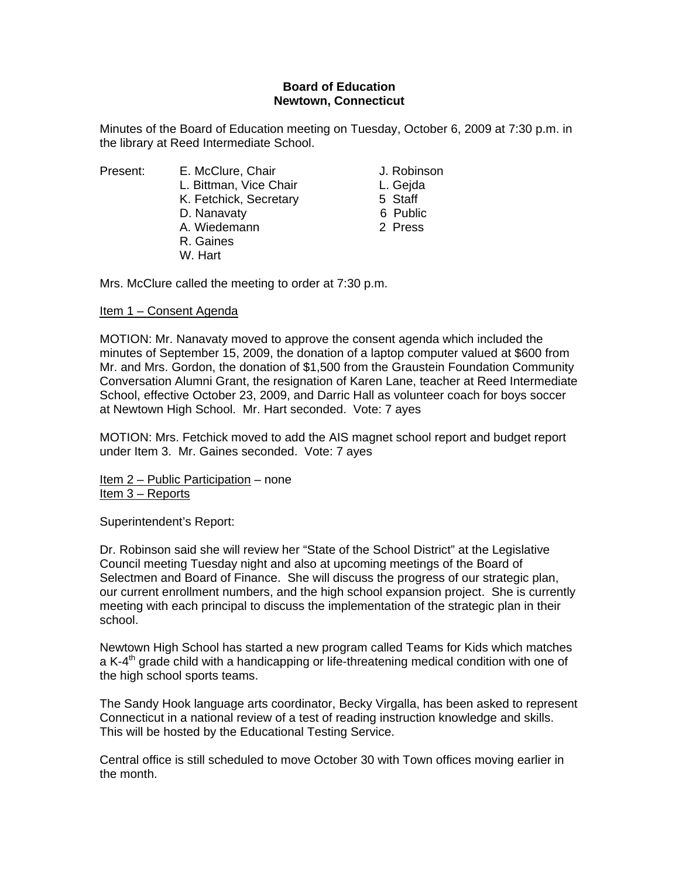**Board of Education**
**Newtown, Connecticut**

Minutes of the Board of Education meeting on Tuesday, October 6, 2009 at 7:30 p.m. in the library at Reed Intermediate School.

| Present: | | |
|---|---|---|
| | E. McClure, Chair | J. Robinson |
| | L. Bittman, Vice Chair | L. Gejda |
| | K. Fetchick, Secretary | 5 Staff |
| | D. Nanavaty | 6 Public |
| | A. Wiedemann | 2 Press |
| | R. Gaines | |
| | W. Hart | |

Mrs. McClure called the meeting to order at 7:30 p.m.

Item 1 – Consent Agenda

MOTION: Mr. Nanavaty moved to approve the consent agenda which included the minutes of September 15, 2009, the donation of a laptop computer valued at $600 from Mr. and Mrs. Gordon, the donation of $1,500 from the Graustein Foundation Community Conversation Alumni Grant, the resignation of Karen Lane, teacher at Reed Intermediate School, effective October 23, 2009, and Darric Hall as volunteer coach for boys soccer at Newtown High School. Mr. Hart seconded. Vote: 7 ayes

MOTION: Mrs. Fetchick moved to add the AIS magnet school report and budget report under Item 3. Mr. Gaines seconded. Vote: 7 ayes

Item 2 – Public Participation – none
Item 3 – Reports

Superintendent's Report:

Dr. Robinson said she will review her "State of the School District" at the Legislative Council meeting Tuesday night and also at upcoming meetings of the Board of Selectmen and Board of Finance. She will discuss the progress of our strategic plan, our current enrollment numbers, and the high school expansion project. She is currently meeting with each principal to discuss the implementation of the strategic plan in their school.

Newtown High School has started a new program called Teams for Kids which matches a K-4th grade child with a handicapping or life-threatening medical condition with one of the high school sports teams.

The Sandy Hook language arts coordinator, Becky Virgalla, has been asked to represent Connecticut in a national review of a test of reading instruction knowledge and skills. This will be hosted by the Educational Testing Service.

Central office is still scheduled to move October 30 with Town offices moving earlier in the month.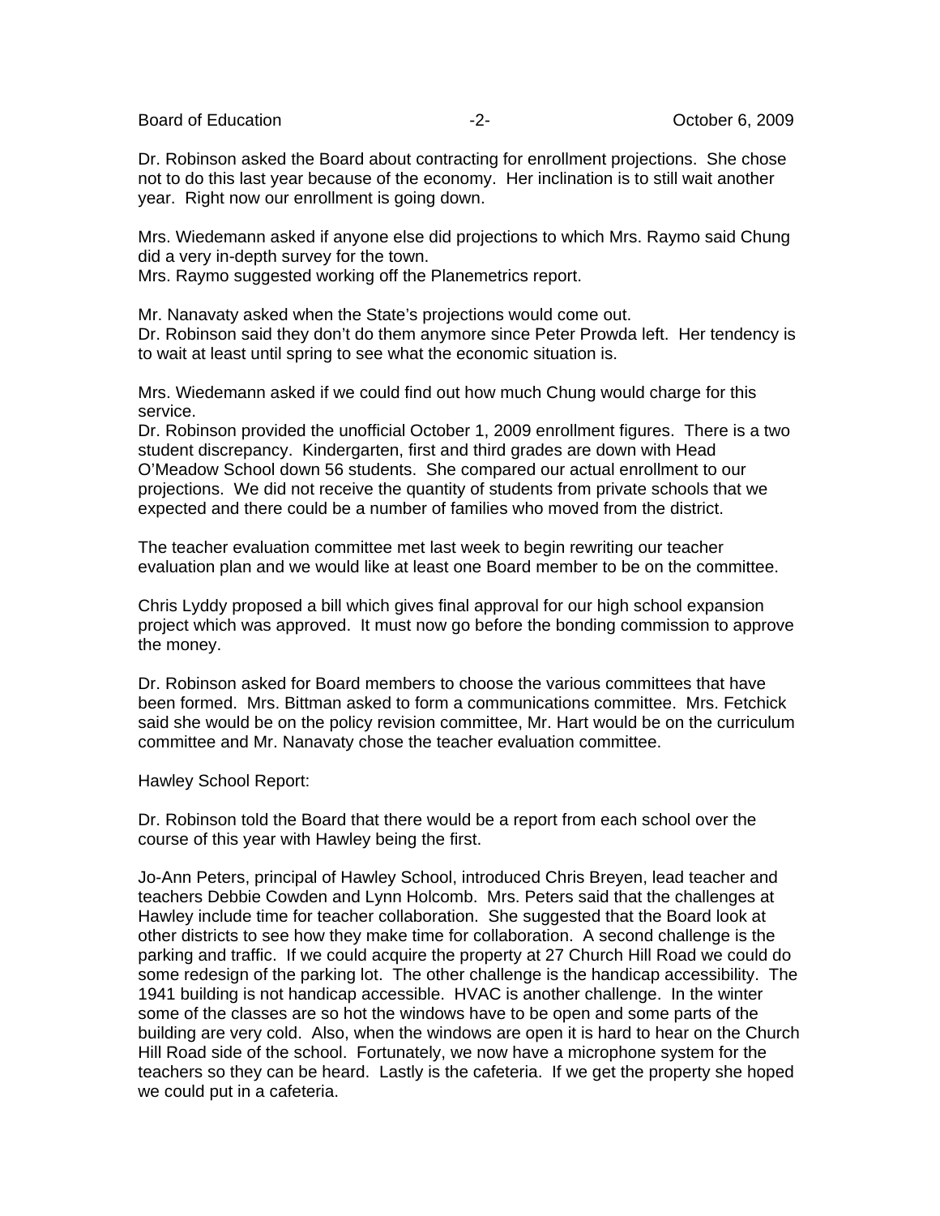Dr. Robinson asked the Board about contracting for enrollment projections. She chose not to do this last year because of the economy. Her inclination is to still wait another year. Right now our enrollment is going down.

Mrs. Wiedemann asked if anyone else did projections to which Mrs. Raymo said Chung did a very in-depth survey for the town.
Mrs. Raymo suggested working off the Planemetrics report.

Mr. Nanavaty asked when the State's projections would come out.
Dr. Robinson said they don't do them anymore since Peter Prowda left. Her tendency is to wait at least until spring to see what the economic situation is.

Mrs. Wiedemann asked if we could find out how much Chung would charge for this service.
Dr. Robinson provided the unofficial October 1, 2009 enrollment figures. There is a two student discrepancy. Kindergarten, first and third grades are down with Head O'Meadow School down 56 students. She compared our actual enrollment to our projections. We did not receive the quantity of students from private schools that we expected and there could be a number of families who moved from the district.

The teacher evaluation committee met last week to begin rewriting our teacher evaluation plan and we would like at least one Board member to be on the committee.

Chris Lyddy proposed a bill which gives final approval for our high school expansion project which was approved. It must now go before the bonding commission to approve the money.

Dr. Robinson asked for Board members to choose the various committees that have been formed. Mrs. Bittman asked to form a communications committee. Mrs. Fetchick said she would be on the policy revision committee, Mr. Hart would be on the curriculum committee and Mr. Nanavaty chose the teacher evaluation committee.

Hawley School Report:

Dr. Robinson told the Board that there would be a report from each school over the course of this year with Hawley being the first.

Jo-Ann Peters, principal of Hawley School, introduced Chris Breyen, lead teacher and teachers Debbie Cowden and Lynn Holcomb. Mrs. Peters said that the challenges at Hawley include time for teacher collaboration. She suggested that the Board look at other districts to see how they make time for collaboration. A second challenge is the parking and traffic. If we could acquire the property at 27 Church Hill Road we could do some redesign of the parking lot. The other challenge is the handicap accessibility. The 1941 building is not handicap accessible. HVAC is another challenge. In the winter some of the classes are so hot the windows have to be open and some parts of the building are very cold. Also, when the windows are open it is hard to hear on the Church Hill Road side of the school. Fortunately, we now have a microphone system for the teachers so they can be heard. Lastly is the cafeteria. If we get the property she hoped we could put in a cafeteria.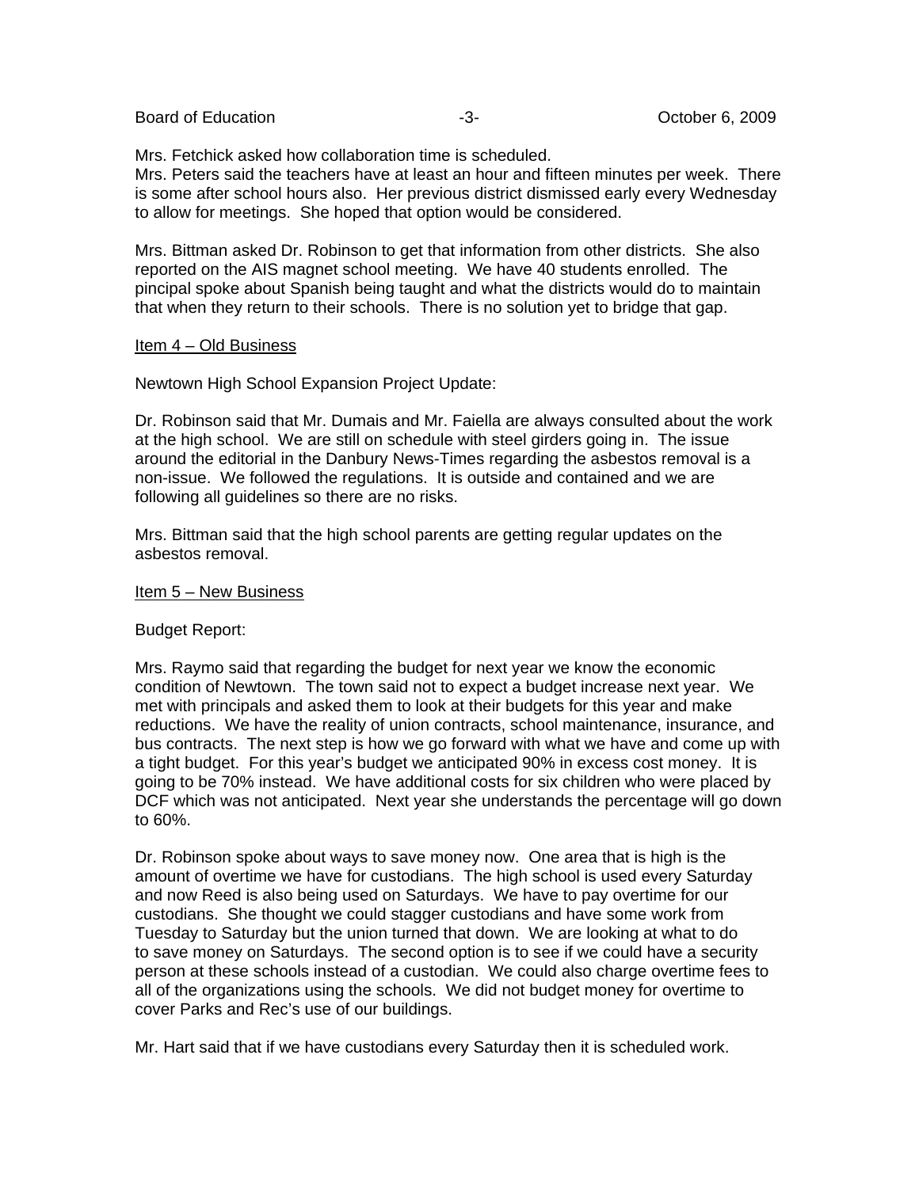Mrs. Fetchick asked how collaboration time is scheduled.
Mrs. Peters said the teachers have at least an hour and fifteen minutes per week. There is some after school hours also. Her previous district dismissed early every Wednesday to allow for meetings. She hoped that option would be considered.

Mrs. Bittman asked Dr. Robinson to get that information from other districts. She also reported on the AIS magnet school meeting. We have 40 students enrolled. The pincipal spoke about Spanish being taught and what the districts would do to maintain that when they return to their schools. There is no solution yet to bridge that gap.

<u>Item 4 – Old Business</u>

Newtown High School Expansion Project Update:

Dr. Robinson said that Mr. Dumais and Mr. Faiella are always consulted about the work at the high school. We are still on schedule with steel girders going in. The issue around the editorial in the Danbury News-Times regarding the asbestos removal is a non-issue. We followed the regulations. It is outside and contained and we are following all guidelines so there are no risks.

Mrs. Bittman said that the high school parents are getting regular updates on the asbestos removal.

<u>Item 5 – New Business</u>

Budget Report:

Mrs. Raymo said that regarding the budget for next year we know the economic condition of Newtown. The town said not to expect a budget increase next year. We met with principals and asked them to look at their budgets for this year and make reductions. We have the reality of union contracts, school maintenance, insurance, and bus contracts. The next step is how we go forward with what we have and come up with a tight budget. For this year's budget we anticipated 90% in excess cost money. It is going to be 70% instead. We have additional costs for six children who were placed by DCF which was not anticipated. Next year she understands the percentage will go down to 60%.

Dr. Robinson spoke about ways to save money now. One area that is high is the amount of overtime we have for custodians. The high school is used every Saturday and now Reed is also being used on Saturdays. We have to pay overtime for our custodians. She thought we could stagger custodians and have some work from Tuesday to Saturday but the union turned that down. We are looking at what to do to save money on Saturdays. The second option is to see if we could have a security person at these schools instead of a custodian. We could also charge overtime fees to all of the organizations using the schools. We did not budget money for overtime to cover Parks and Rec's use of our buildings.

Mr. Hart said that if we have custodians every Saturday then it is scheduled work.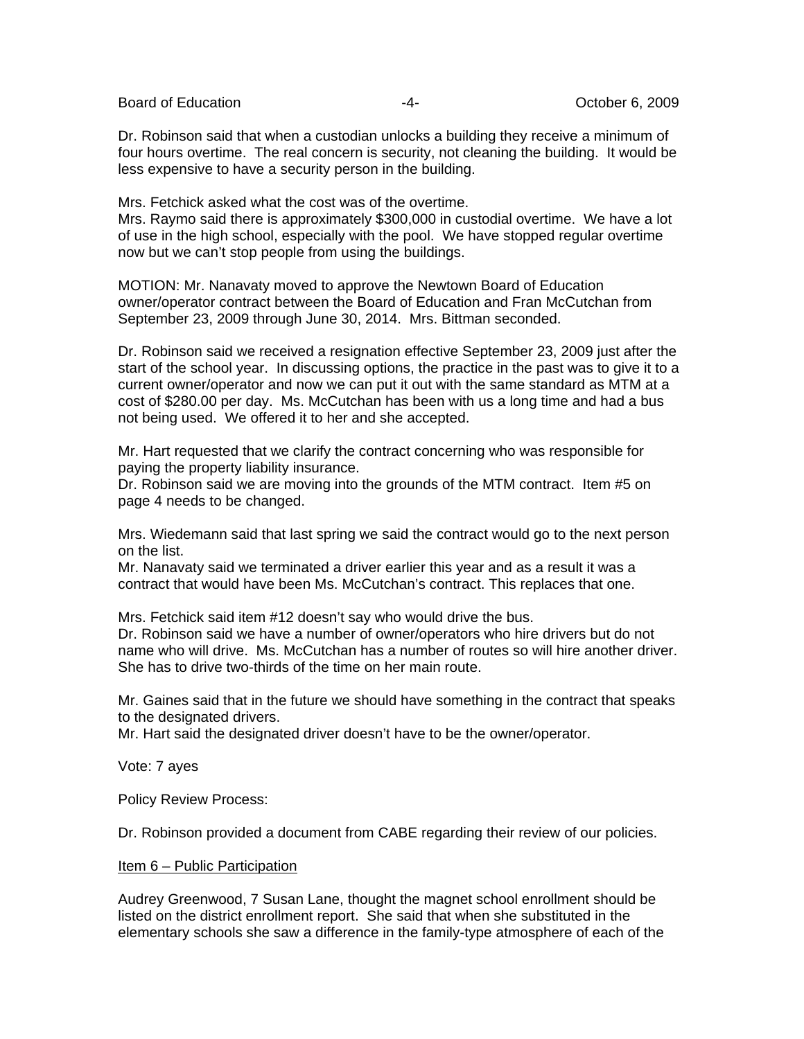Dr. Robinson said that when a custodian unlocks a building they receive a minimum of four hours overtime. The real concern is security, not cleaning the building. It would be less expensive to have a security person in the building.

Mrs. Fetchick asked what the cost was of the overtime.
Mrs. Raymo said there is approximately $300,000 in custodial overtime. We have a lot of use in the high school, especially with the pool. We have stopped regular overtime now but we can't stop people from using the buildings.

MOTION: Mr. Nanavaty moved to approve the Newtown Board of Education owner/operator contract between the Board of Education and Fran McCutchan from September 23, 2009 through June 30, 2014. Mrs. Bittman seconded.

Dr. Robinson said we received a resignation effective September 23, 2009 just after the start of the school year. In discussing options, the practice in the past was to give it to a current owner/operator and now we can put it out with the same standard as MTM at a cost of $280.00 per day. Ms. McCutchan has been with us a long time and had a bus not being used. We offered it to her and she accepted.

Mr. Hart requested that we clarify the contract concerning who was responsible for paying the property liability insurance.
Dr. Robinson said we are moving into the grounds of the MTM contract. Item #5 on page 4 needs to be changed.

Mrs. Wiedemann said that last spring we said the contract would go to the next person on the list.
Mr. Nanavaty said we terminated a driver earlier this year and as a result it was a contract that would have been Ms. McCutchan's contract. This replaces that one.

Mrs. Fetchick said item #12 doesn't say who would drive the bus.
Dr. Robinson said we have a number of owner/operators who hire drivers but do not name who will drive. Ms. McCutchan has a number of routes so will hire another driver. She has to drive two-thirds of the time on her main route.

Mr. Gaines said that in the future we should have something in the contract that speaks to the designated drivers.
Mr. Hart said the designated driver doesn't have to be the owner/operator.

Vote: 7 ayes

Policy Review Process:

Dr. Robinson provided a document from CABE regarding their review of our policies.

<u>Item 6 – Public Participation</u>

Audrey Greenwood, 7 Susan Lane, thought the magnet school enrollment should be listed on the district enrollment report. She said that when she substituted in the elementary schools she saw a difference in the family-type atmosphere of each of the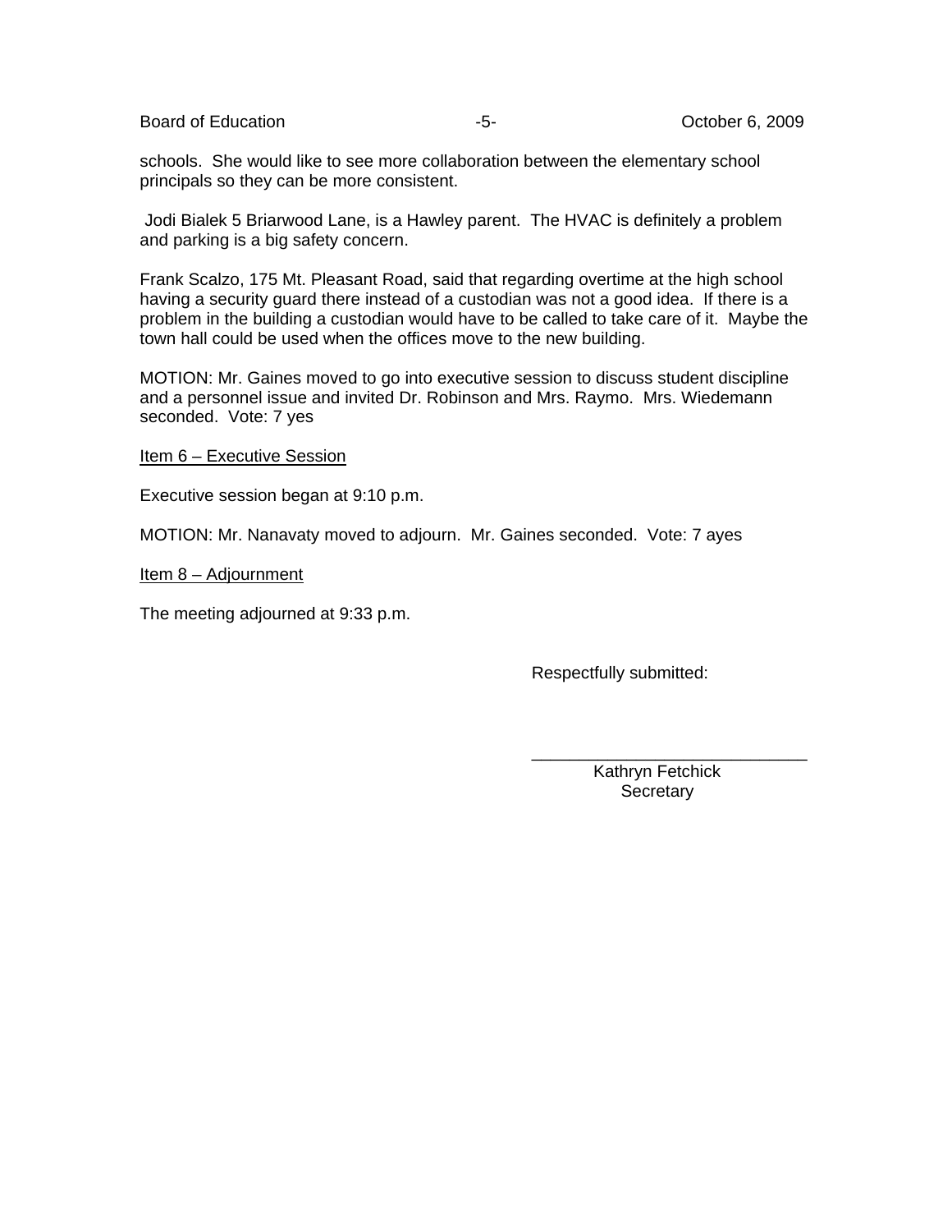schools. She would like to see more collaboration between the elementary school principals so they can be more consistent.

Jodi Bialek 5 Briarwood Lane, is a Hawley parent. The HVAC is definitely a problem and parking is a big safety concern.

Frank Scalzo, 175 Mt. Pleasant Road, said that regarding overtime at the high school having a security guard there instead of a custodian was not a good idea. If there is a problem in the building a custodian would have to be called to take care of it. Maybe the town hall could be used when the offices move to the new building.

MOTION: Mr. Gaines moved to go into executive session to discuss student discipline and a personnel issue and invited Dr. Robinson and Mrs. Raymo. Mrs. Wiedemann seconded. Vote: 7 yes

<u>Item 6 – Executive Session</u>

Executive session began at 9:10 p.m.

MOTION: Mr. Nanavaty moved to adjourn. Mr. Gaines seconded. Vote: 7 ayes

<u>Item 8 – Adjournment</u>

The meeting adjourned at 9:33 p.m.

Respectfully submitted:

\_\_\_\_\_\_\_\_\_\_\_\_\_\_\_\_\_\_\_\_\_\_\_\_\_\_\_\_\_\_
Kathryn Fetchick
Secretary